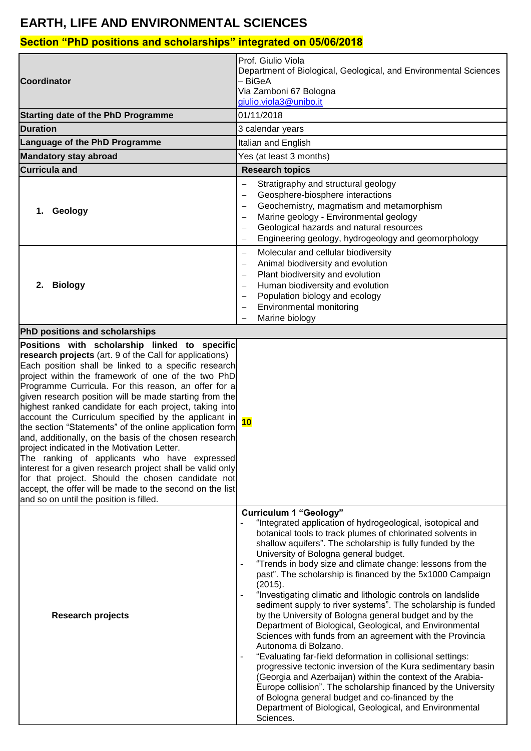# EARTH, LIFE AND ENVIRONMENTAL SCIENCES

## Section "PhD positions and scholarships" integrated on 05/06/2018

| | |
|---|---|
| **Coordinator** | Prof. Giulio Viola<br>Department of Biological, Geological, and Environmental Sciences – BiGeA<br>Via Zamboni 67 Bologna<br>giulio.viola3@unibo.it |
| **Starting date of the PhD Programme** | 01/11/2018 |
| **Duration** | 3 calendar years |
| **Language of the PhD Programme** | Italian and English |
| **Mandatory stay abroad** | Yes (at least 3 months) |
| **Curricula and** | **Research topics** |
| **1. Geology** | – Stratigraphy and structural geology<br>– Geosphere-biosphere interactions<br>– Geochemistry, magmatism and metamorphism<br>– Marine geology - Environmental geology<br>– Geological hazards and natural resources<br>– Engineering geology, hydrogeology and geomorphology |
| **2. Biology** | – Molecular and cellular biodiversity<br>– Animal biodiversity and evolution<br>– Plant biodiversity and evolution<br>– Human biodiversity and evolution<br>– Population biology and ecology<br>– Environmental monitoring<br>– Marine biology |
| **PhD positions and scholarships** | |
| **Positions with scholarship linked to specific research projects** (art. 9 of the Call for applications)<br>Each position shall be linked to a specific research project within the framework of one of the two PhD Programme Curricula. For this reason, an offer for a given research position will be made starting from the highest ranked candidate for each project, taking into account the Curriculum specified by the applicant in the section "Statements" of the online application form and, additionally, on the basis of the chosen research project indicated in the Motivation Letter.<br>The ranking of applicants who have expressed interest for a given research project shall be valid only for that project. Should the chosen candidate not accept, the offer will be made to the second on the list and so on until the position is filled. | **10** |
| **Research projects** | **Curriculum 1 "Geology"**<br>- "Integrated application of hydrogeological, isotopical and botanical tools to track plumes of chlorinated solvents in shallow aquifers". The scholarship is fully funded by the University of Bologna general budget.<br>- "Trends in body size and climate change: lessons from the past". The scholarship is financed by the 5x1000 Campaign (2015).<br>- "Investigating climatic and lithologic controls on landslide sediment supply to river systems". The scholarship is funded by the University of Bologna general budget and by the Department of Biological, Geological, and Environmental Sciences with funds from an agreement with the Provincia Autonoma di Bolzano.<br>- "Evaluating far-field deformation in collisional settings: progressive tectonic inversion of the Kura sedimentary basin (Georgia and Azerbaijan) within the context of the Arabia-Europe collision". The scholarship financed by the University of Bologna general budget and co-financed by the Department of Biological, Geological, and Environmental Sciences. |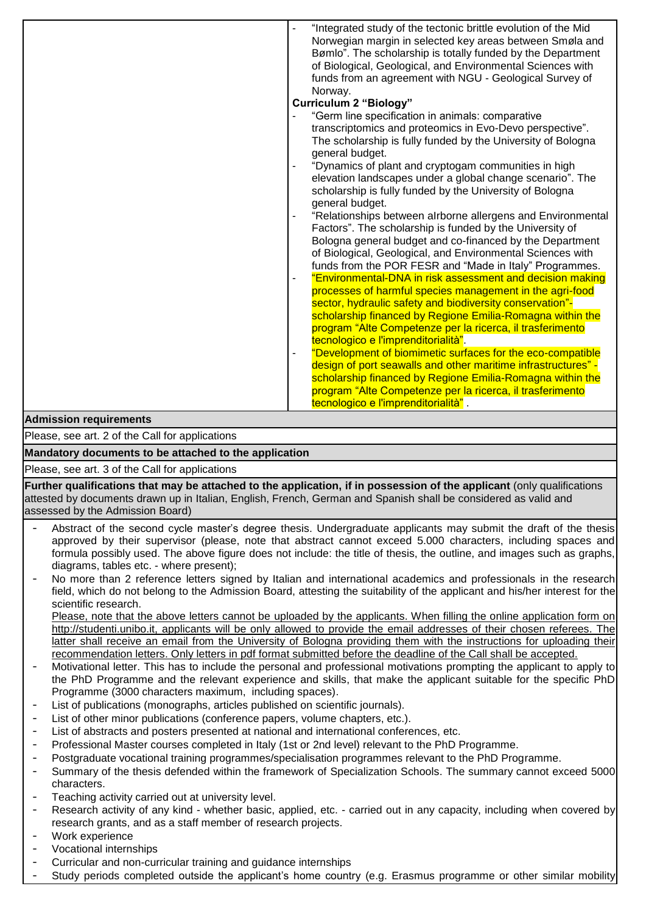| | - "Integrated study of the tectonic brittle evolution of the Mid Norwegian margin in selected key areas between Smøla and Bømlo". The scholarship is totally funded by the Department of Biological, Geological, and Environmental Sciences with funds from an agreement with NGU - Geological Survey of Norway.<br>**Curriculum 2 "Biology"**<br>- "Germ line specification in animals: comparative transcriptomics and proteomics in Evo-Devo perspective". The scholarship is fully funded by the University of Bologna general budget.<br>- "Dynamics of plant and cryptogam communities in high elevation landscapes under a global change scenario". The scholarship is fully funded by the University of Bologna general budget.<br>- "Relationships between aIrborne allergens and Environmental Factors". The scholarship is funded by the University of Bologna general budget and co-financed by the Department of Biological, Geological, and Environmental Sciences with funds from the POR FESR and "Made in Italy" Programmes.<br>- "Environmental-DNA in risk assessment and decision making processes of harmful species management in the agri-food sector, hydraulic safety and biodiversity conservation"- scholarship financed by Regione Emilia-Romagna within the program "Alte Competenze per la ricerca, il trasferimento tecnologico e l'imprenditorialità".<br>- "Development of biomimetic surfaces for the eco-compatible design of port seawalls and other maritime infrastructures" - scholarship financed by Regione Emilia-Romagna within the program "Alte Competenze per la ricerca, il trasferimento tecnologico e l'imprenditorialità" . |
|---|---|

**Admission requirements**

Please, see art. 2 of the Call for applications

**Mandatory documents to be attached to the application**

Please, see art. 3 of the Call for applications

**Further qualifications that may be attached to the application, if in possession of the applicant** (only qualifications attested by documents drawn up in Italian, English, French, German and Spanish shall be considered as valid and assessed by the Admission Board)

- Abstract of the second cycle master's degree thesis. Undergraduate applicants may submit the draft of the thesis approved by their supervisor (please, note that abstract cannot exceed 5.000 characters, including spaces and formula possibly used. The above figure does not include: the title of thesis, the outline, and images such as graphs, diagrams, tables etc. - where present);
- No more than 2 reference letters signed by Italian and international academics and professionals in the research field, which do not belong to the Admission Board, attesting the suitability of the applicant and his/her interest for the scientific research.
  Please, note that the above letters cannot be uploaded by the applicants. When filling the online application form on http://studenti.unibo.it, applicants will be only allowed to provide the email addresses of their chosen referees. The latter shall receive an email from the University of Bologna providing them with the instructions for uploading their recommendation letters. Only letters in pdf format submitted before the deadline of the Call shall be accepted.
- Motivational letter. This has to include the personal and professional motivations prompting the applicant to apply to the PhD Programme and the relevant experience and skills, that make the applicant suitable for the specific PhD Programme (3000 characters maximum, including spaces).
- List of publications (monographs, articles published on scientific journals).
- List of other minor publications (conference papers, volume chapters, etc.).
- List of abstracts and posters presented at national and international conferences, etc.
- Professional Master courses completed in Italy (1st or 2nd level) relevant to the PhD Programme.
- Postgraduate vocational training programmes/specialisation programmes relevant to the PhD Programme.
- Summary of the thesis defended within the framework of Specialization Schools. The summary cannot exceed 5000 characters.
- Teaching activity carried out at university level.
- Research activity of any kind - whether basic, applied, etc. - carried out in any capacity, including when covered by research grants, and as a staff member of research projects.
- Work experience
- Vocational internships
- Curricular and non-curricular training and guidance internships
- Study periods completed outside the applicant's home country (e.g. Erasmus programme or other similar mobility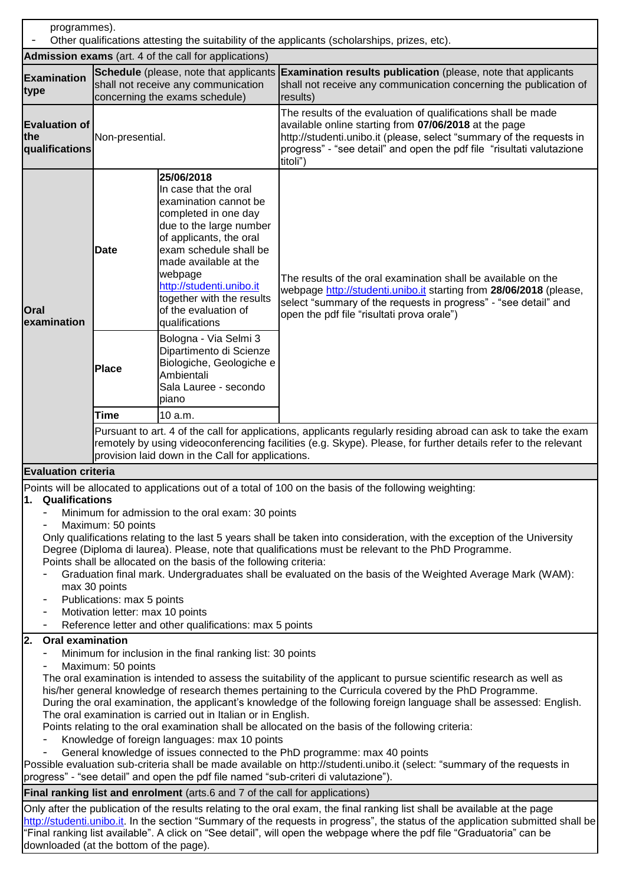programmes).

- Other qualifications attesting the suitability of the applicants (scholarships, prizes, etc).

**Admission exams** (art. 4 of the call for applications)

| **Examination type** | **Schedule** (please, note that applicants shall not receive any communication concerning the exams schedule) | | **Examination results publication** (please, note that applicants shall not receive any communication concerning the publication of results) |
|---|---|---|---|
| **Evaluation of the qualifications** | Non-presential. | | The results of the evaluation of qualifications shall be made available online starting from **07/06/2018** at the page http://studenti.unibo.it (please, select "summary of the requests in progress" - "see detail" and open the pdf file "risultati valutazione titoli") |
| **Oral examination** | **Date** | **25/06/2018** In case that the oral examination cannot be completed in one day due to the large number of applicants, the oral exam schedule shall be made available at the webpage http://studenti.unibo.it together with the results of the evaluation of qualifications | The results of the oral examination shall be available on the webpage http://studenti.unibo.it starting from **28/06/2018** (please, select "summary of the requests in progress" - "see detail" and open the pdf file "risultati prova orale") |
| | **Place** | Bologna - Via Selmi 3 Dipartimento di Scienze Biologiche, Geologiche e Ambientali Sala Lauree - secondo piano | |
| | **Time** | 10 a.m. | |
| | Pursuant to art. 4 of the call for applications, applicants regularly residing abroad can ask to take the exam remotely by using videoconferencing facilities (e.g. Skype). Please, for further details refer to the relevant provision laid down in the Call for applications. | | |

**Evaluation criteria**

Points will be allocated to applications out of a total of 100 on the basis of the following weighting:

**1. Qualifications**

- Minimum for admission to the oral exam: 30 points
- Maximum: 50 points

Only qualifications relating to the last 5 years shall be taken into consideration, with the exception of the University Degree (Diploma di laurea). Please, note that qualifications must be relevant to the PhD Programme.

Points shall be allocated on the basis of the following criteria:

- Graduation final mark. Undergraduates shall be evaluated on the basis of the Weighted Average Mark (WAM): max 30 points
- Publications: max 5 points
- Motivation letter: max 10 points
- Reference letter and other qualifications: max 5 points

**2. Oral examination**

- Minimum for inclusion in the final ranking list: 30 points
- Maximum: 50 points

The oral examination is intended to assess the suitability of the applicant to pursue scientific research as well as his/her general knowledge of research themes pertaining to the Curricula covered by the PhD Programme.

During the oral examination, the applicant's knowledge of the following foreign language shall be assessed: English.

The oral examination is carried out in Italian or in English.

Points relating to the oral examination shall be allocated on the basis of the following criteria:

- Knowledge of foreign languages: max 10 points
- General knowledge of issues connected to the PhD programme: max 40 points

Possible evaluation sub-criteria shall be made available on http://studenti.unibo.it (select: "summary of the requests in progress" - "see detail" and open the pdf file named "sub-criteri di valutazione").

**Final ranking list and enrolment** (arts.6 and 7 of the call for applications)

Only after the publication of the results relating to the oral exam, the final ranking list shall be available at the page http://studenti.unibo.it. In the section "Summary of the requests in progress", the status of the application submitted shall be "Final ranking list available". A click on "See detail", will open the webpage where the pdf file "Graduatoria" can be downloaded (at the bottom of the page).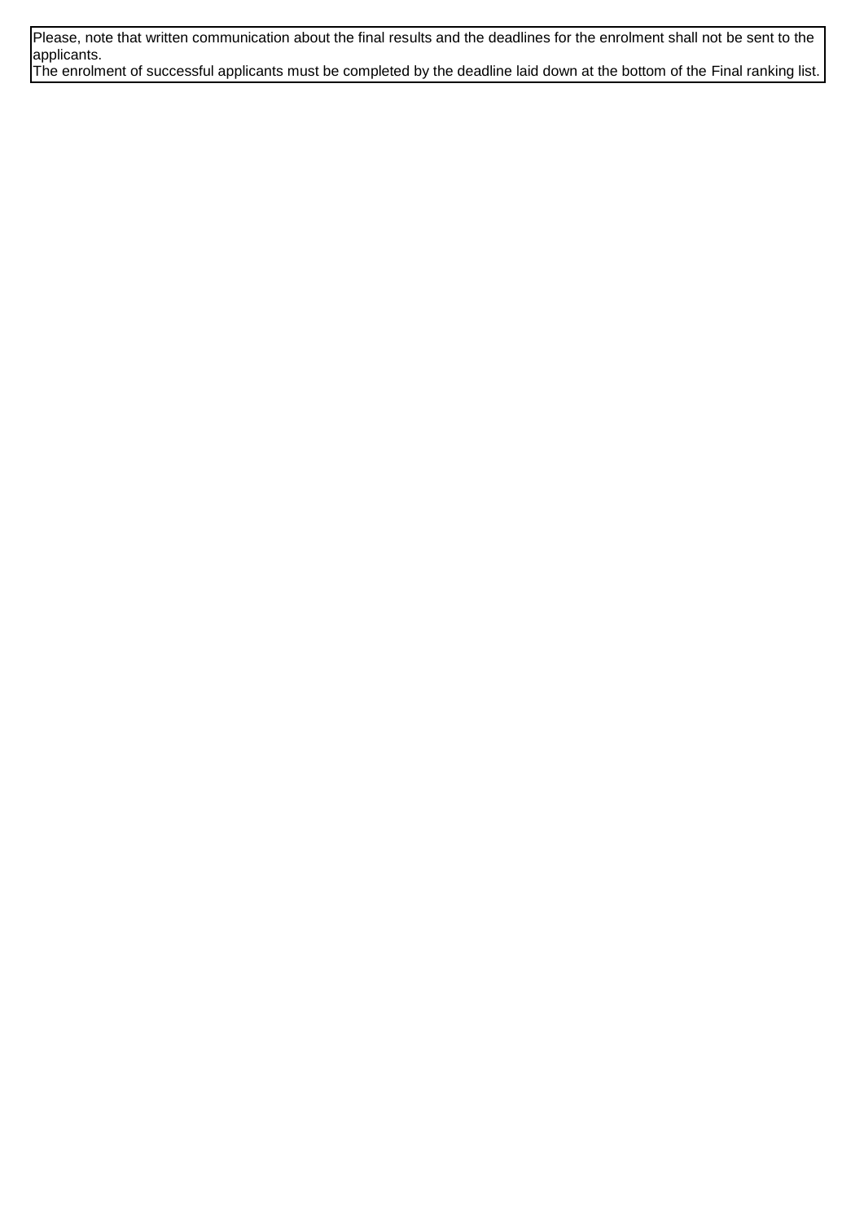Please, note that written communication about the final results and the deadlines for the enrolment shall not be sent to the applicants.
The enrolment of successful applicants must be completed by the deadline laid down at the bottom of the Final ranking list.